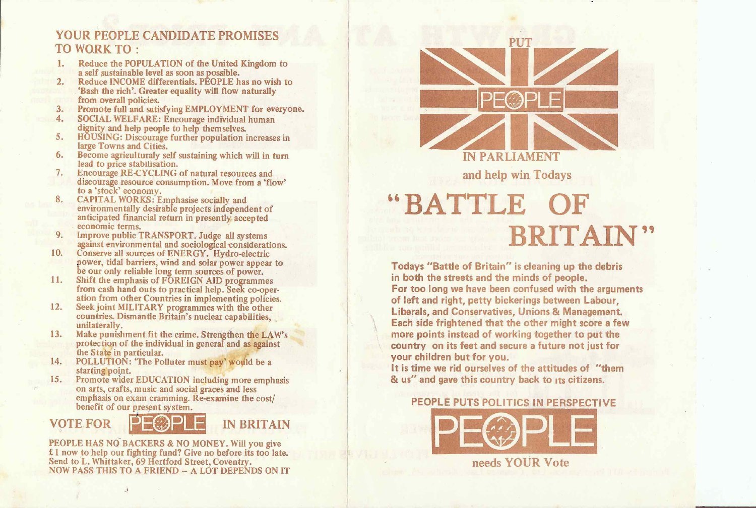## YOUR PEOPLE CANDIDATE PROMISES TO WORK TO :

1. Reduce the POPULATION of the United Kingdom to a self sustainable level as soon as possible.
2. Reduce INCOME differentials. PEOPLE has no wish to 'Bash the rich'. Greater equality will flow naturally from overall policies.
3. Promote full and satisfying EMPLOYMENT for everyone.
4. SOCIAL WELFARE: Encourage individual human dignity and help people to help themselves.
5. HOUSING: Discourage further population increases in large Towns and Cities.
6. Become agriculturaly self sustaining which will in turn lead to price stabilisation.
7. Encourage RE-CYCLING of natural resources and discourage resource consumption. Move from a 'flow' to a 'stock' economy.
8. CAPITAL WORKS: Emphasise socially and environmentally desirable projects independent of anticipated financial return in presently accepted economic terms.
9. Improve public TRANSPORT. Judge all systems against environmental and sociological considerations.
10. Conserve all sources of ENERGY. Hydro-electric power, tidal barriers, wind and solar power appear to be our only reliable long term sources of power.
11. Shift the emphasis of FOREIGN AID programmes from cash hand outs to practical help. Seek co-operation from other Countries in implementing policies.
12. Seek joint MILITARY programmes with the other countries. Dismantle Britain's nuclear capabilities, unilaterally.
13. Make punishment fit the crime. Strengthen the LAW's protection of the individual in general and as against the State in particular.
14. POLLUTION: 'The Polluter must pay' would be a starting point.
15. Promote wider EDUCATION including more emphasis on arts, crafts, music and social graces and less emphasis on exam cramming. Re-examine the cost/benefit of our present system.

## VOTE FOR PEOPLE IN BRITAIN

PEOPLE HAS NO BACKERS & NO MONEY. Will you give £1 now to help our fighting fund? Give no before its too late. Send to L. Whittaker, 69 Hertford Street, Coventry.
NOW PASS THIS TO A FRIEND – A LOT DEPENDS ON IT

PUT PEOPLE IN PARLIAMENT

and help win Todays

# "BATTLE OF BRITAIN"

**Todays "Battle of Britain" is cleaning up the debris in both the streets and the minds of people. For too long we have been confused with the arguments of left and right, petty bickerings between Labour, Liberals, and Conservatives, Unions & Management. Each side frightened that the other might score a few more points instead of working together to put the country on its feet and secure a future not just for your children but for you. It is time we rid ourselves of the attitudes of "them & us" and gave this country back to its citizens.**

**PEOPLE PUTS POLITICS IN PERSPECTIVE**

PEOPLE

needs YOUR Vote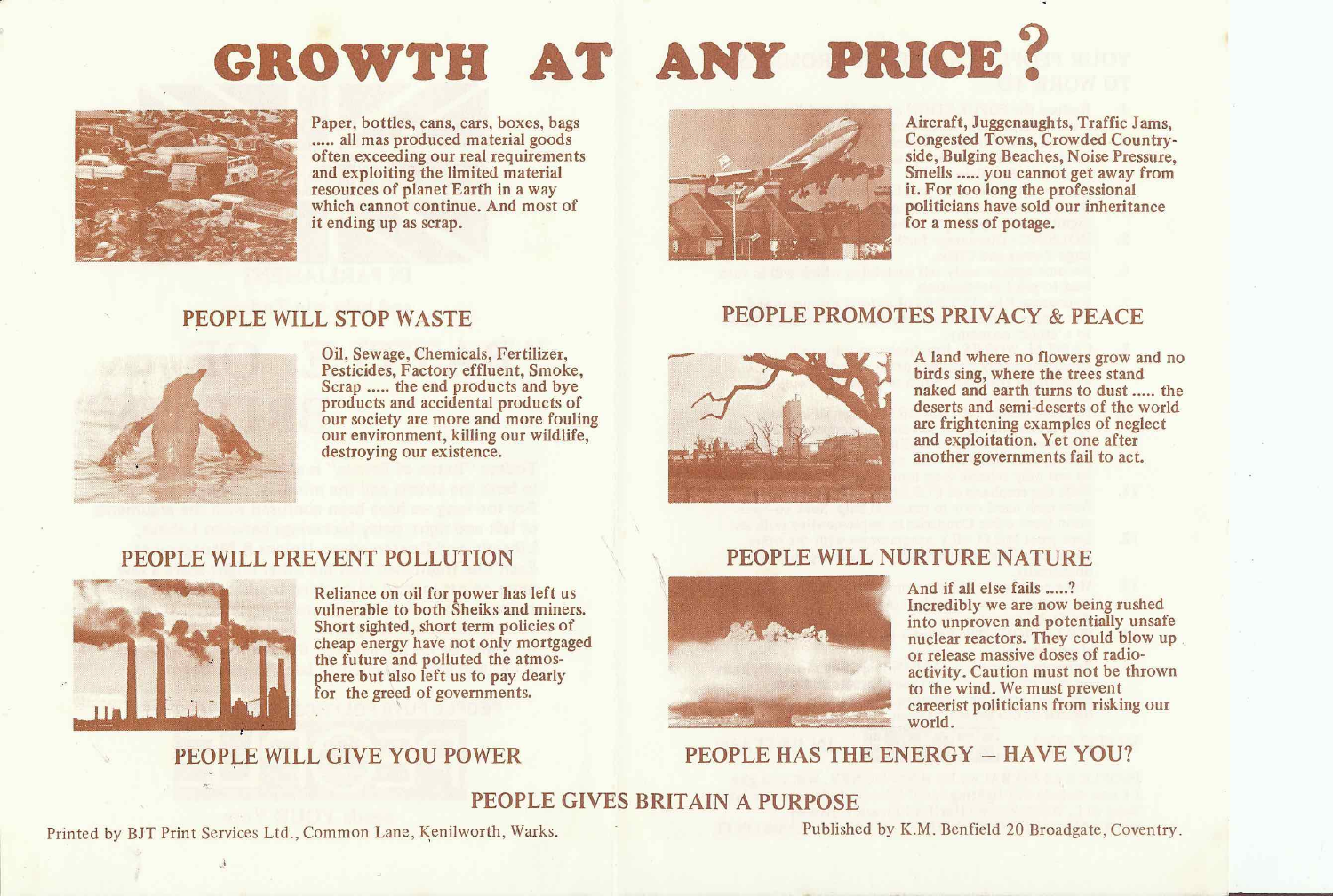# GROWTH AT ANY PRICE?

Paper, bottles, cans, cars, boxes, bags ..... all mas produced material goods often exceeding our real requirements and exploiting the limited material resources of planet Earth in a way which cannot continue. And most of it ending up as scrap.

## PEOPLE WILL STOP WASTE

Oil, Sewage, Chemicals, Fertilizer, Pesticides, Factory effluent, Smoke, Scrap ..... the end products and bye products and accidental products of our society are more and more fouling our environment, killing our wildlife, destroying our existence.

## PEOPLE WILL PREVENT POLLUTION

Reliance on oil for power has left us vulnerable to both Sheiks and miners. Short sighted, short term policies of cheap energy have not only mortgaged the future and polluted the atmosphere but also left us to pay dearly for the greed of governments.

## PEOPLE WILL GIVE YOU POWER

Aircraft, Juggenaughts, Traffic Jams, Congested Towns, Crowded Countryside, Bulging Beaches, Noise Pressure, Smells ..... you cannot get away from it. For too long the professional politicians have sold our inheritance for a mess of potage.

## PEOPLE PROMOTES PRIVACY & PEACE

A land where no flowers grow and no birds sing, where the trees stand naked and earth turns to dust ..... the deserts and semi-deserts of the world are frightening examples of neglect and exploitation. Yet one after another governments fail to act.

## PEOPLE WILL NURTURE NATURE

And if all else fails .....?
Incredibly we are now being rushed into unproven and potentially unsafe nuclear reactors. They could blow up or release massive doses of radioactivity. Caution must not be thrown to the wind. We must prevent careerist politicians from risking our world.

## PEOPLE HAS THE ENERGY – HAVE YOU?

## PEOPLE GIVES BRITAIN A PURPOSE

Printed by BJT Print Services Ltd., Common Lane, Kenilworth, Warks.

Published by K.M. Benfield 20 Broadgate, Coventry.